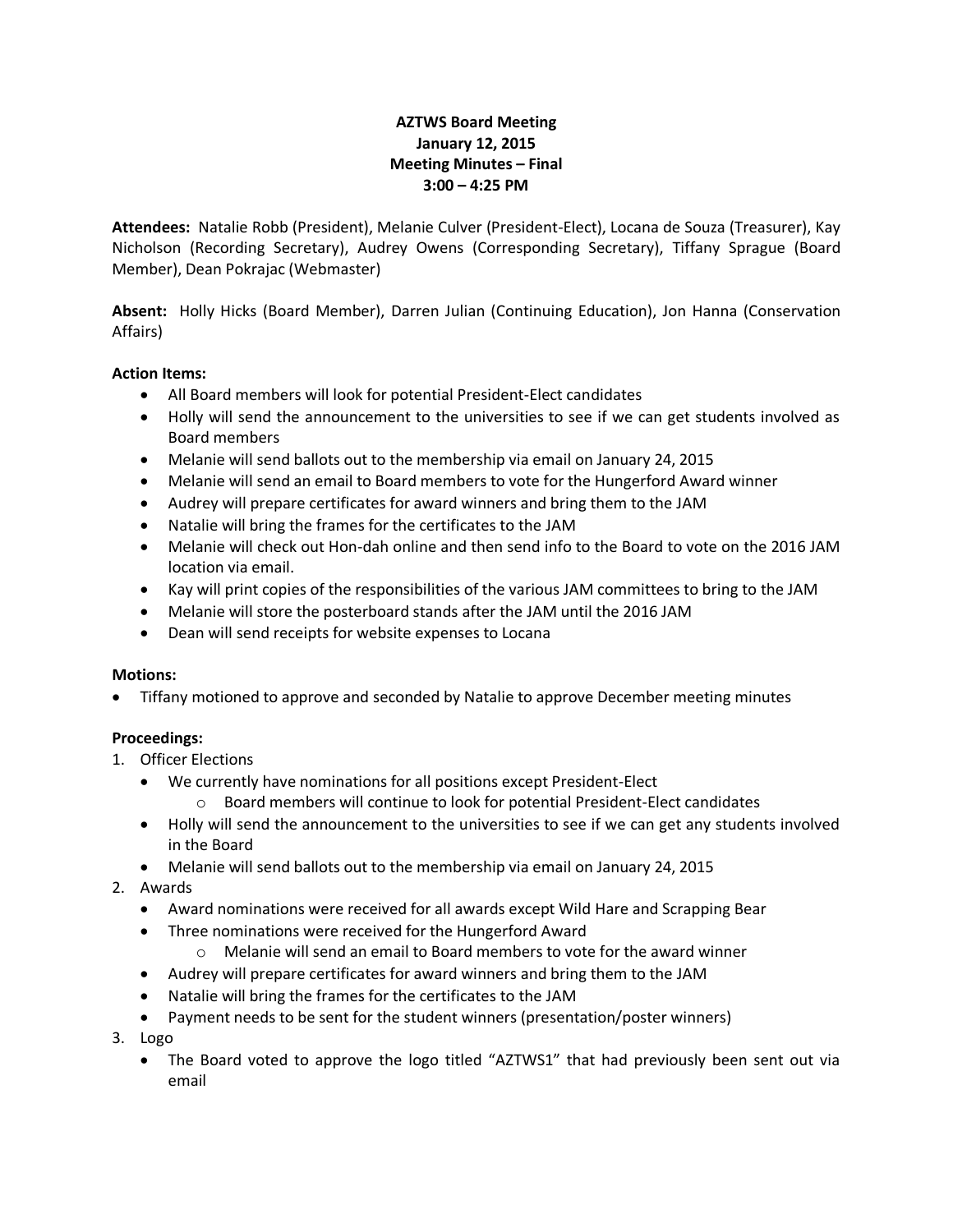**AZTWS Board Meeting**
**January 12, 2015**
**Meeting Minutes – Final**
**3:00 – 4:25 PM**

**Attendees:** Natalie Robb (President), Melanie Culver (President-Elect), Locana de Souza (Treasurer), Kay Nicholson (Recording Secretary), Audrey Owens (Corresponding Secretary), Tiffany Sprague (Board Member), Dean Pokrajac (Webmaster)

**Absent:** Holly Hicks (Board Member), Darren Julian (Continuing Education), Jon Hanna (Conservation Affairs)

**Action Items:**

- All Board members will look for potential President-Elect candidates
- Holly will send the announcement to the universities to see if we can get students involved as Board members
- Melanie will send ballots out to the membership via email on January 24, 2015
- Melanie will send an email to Board members to vote for the Hungerford Award winner
- Audrey will prepare certificates for award winners and bring them to the JAM
- Natalie will bring the frames for the certificates to the JAM
- Melanie will check out Hon-dah online and then send info to the Board to vote on the 2016 JAM location via email.
- Kay will print copies of the responsibilities of the various JAM committees to bring to the JAM
- Melanie will store the posterboard stands after the JAM until the 2016 JAM
- Dean will send receipts for website expenses to Locana

**Motions:**

- Tiffany motioned to approve and seconded by Natalie to approve December meeting minutes

**Proceedings:**

1. Officer Elections
   - We currently have nominations for all positions except President-Elect
     - Board members will continue to look for potential President-Elect candidates
   - Holly will send the announcement to the universities to see if we can get any students involved in the Board
   - Melanie will send ballots out to the membership via email on January 24, 2015
2. Awards
   - Award nominations were received for all awards except Wild Hare and Scrapping Bear
   - Three nominations were received for the Hungerford Award
     - Melanie will send an email to Board members to vote for the award winner
   - Audrey will prepare certificates for award winners and bring them to the JAM
   - Natalie will bring the frames for the certificates to the JAM
   - Payment needs to be sent for the student winners (presentation/poster winners)
3. Logo
   - The Board voted to approve the logo titled "AZTWS1" that had previously been sent out via email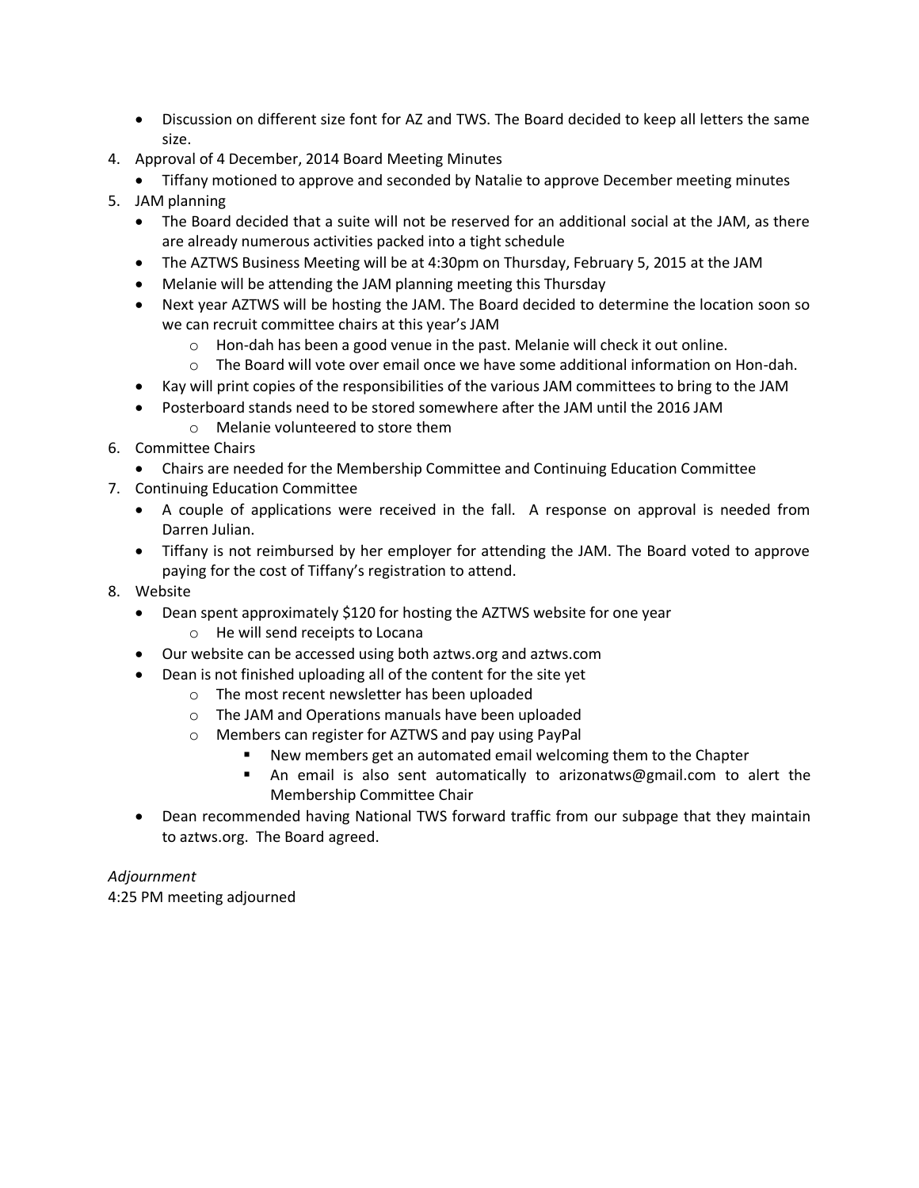- Discussion on different size font for AZ and TWS. The Board decided to keep all letters the same size.

4. Approval of 4 December, 2014 Board Meeting Minutes
   - Tiffany motioned to approve and seconded by Natalie to approve December meeting minutes
5. JAM planning
   - The Board decided that a suite will not be reserved for an additional social at the JAM, as there are already numerous activities packed into a tight schedule
   - The AZTWS Business Meeting will be at 4:30pm on Thursday, February 5, 2015 at the JAM
   - Melanie will be attending the JAM planning meeting this Thursday
   - Next year AZTWS will be hosting the JAM. The Board decided to determine the location soon so we can recruit committee chairs at this year's JAM
     - Hon-dah has been a good venue in the past. Melanie will check it out online.
     - The Board will vote over email once we have some additional information on Hon-dah.
   - Kay will print copies of the responsibilities of the various JAM committees to bring to the JAM
   - Posterboard stands need to be stored somewhere after the JAM until the 2016 JAM
     - Melanie volunteered to store them
6. Committee Chairs
   - Chairs are needed for the Membership Committee and Continuing Education Committee
7. Continuing Education Committee
   - A couple of applications were received in the fall. A response on approval is needed from Darren Julian.
   - Tiffany is not reimbursed by her employer for attending the JAM. The Board voted to approve paying for the cost of Tiffany's registration to attend.
8. Website
   - Dean spent approximately $120 for hosting the AZTWS website for one year
     - He will send receipts to Locana
   - Our website can be accessed using both aztws.org and aztws.com
   - Dean is not finished uploading all of the content for the site yet
     - The most recent newsletter has been uploaded
     - The JAM and Operations manuals have been uploaded
     - Members can register for AZTWS and pay using PayPal
       - New members get an automated email welcoming them to the Chapter
       - An email is also sent automatically to arizonatws@gmail.com to alert the Membership Committee Chair
   - Dean recommended having National TWS forward traffic from our subpage that they maintain to aztws.org. The Board agreed.

*Adjournment*

4:25 PM meeting adjourned